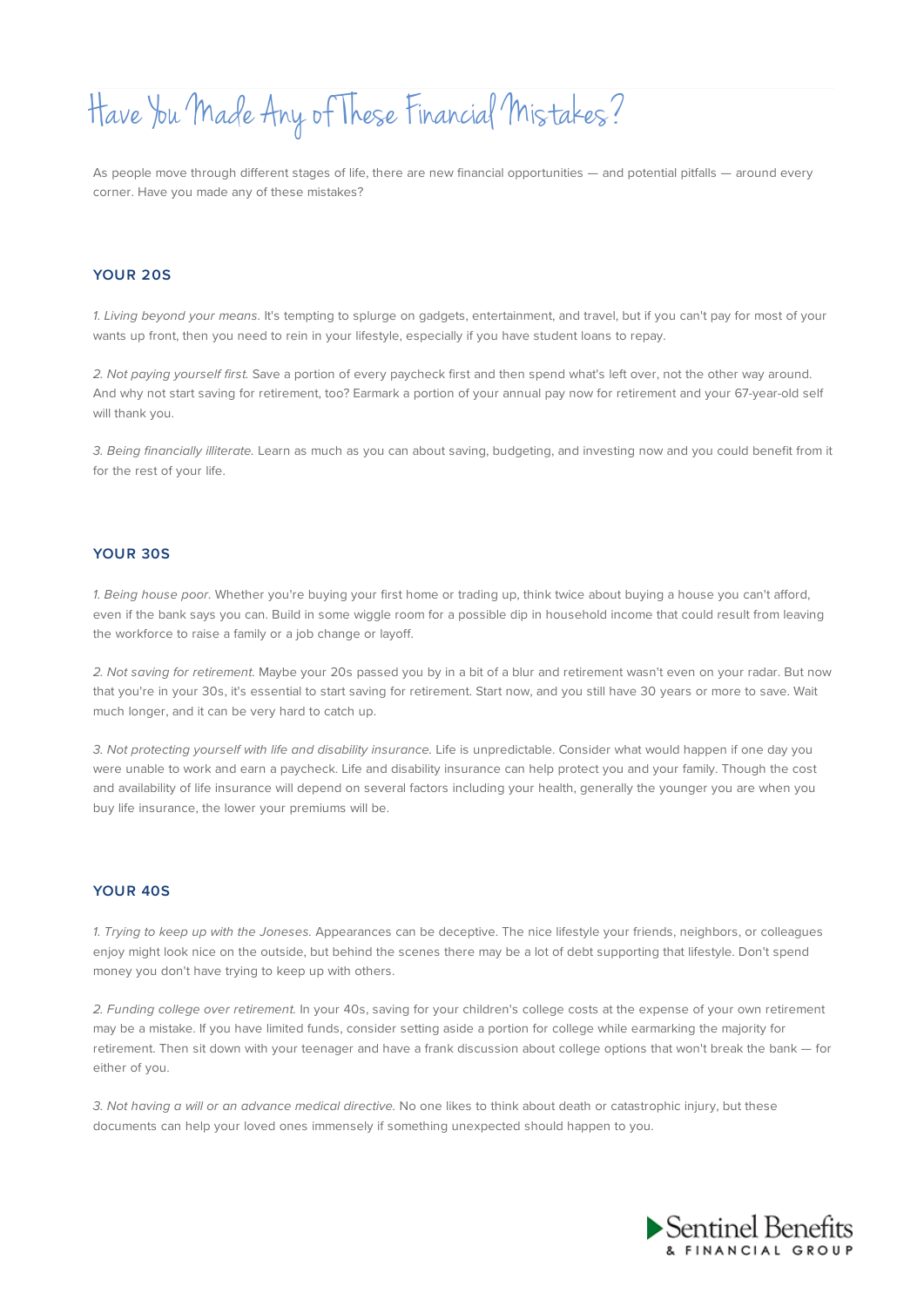# Have You Made Any of These Financial Mistakes?

As people move through different stages of life, there are new financial opportunities — and potential pitfalls — around every corner. Have you made any of these mistakes?

## YOUR 20S

1. *Living beyond your means.* It's tempting to splurge on gadgets, entertainment, and travel, but if you can't pay for most of your wants up front, then you need to rein in your lifestyle, especially if you have student loans to repay.

2. *Not paying yourself first.* Save a portion of every paycheck first and then spend what's left over, not the other way around. And why not start saving for retirement, too? Earmark a portion of your annual pay now for retirement and your 67-year-old self will thank you.

3. *Being financially illiterate.* Learn as much as you can about saving, budgeting, and investing now and you could benefit from it for the rest of your life.

## YOUR 30S

1. *Being house poor.* Whether you're buying your first home or trading up, think twice about buying a house you can't afford, even if the bank says you can. Build in some wiggle room for a possible dip in household income that could result from leaving the workforce to raise a family or a job change or layoff.

2. *Not saving for retirement.* Maybe your 20s passed you by in a bit of a blur and retirement wasn't even on your radar. But now that you're in your 30s, it's essential to start saving for retirement. Start now, and you still have 30 years or more to save. Wait much longer, and it can be very hard to catch up.

3. *Not protecting yourself with life and disability insurance.* Life is unpredictable. Consider what would happen if one day you were unable to work and earn a paycheck. Life and disability insurance can help protect you and your family. Though the cost and availability of life insurance will depend on several factors including your health, generally the younger you are when you buy life insurance, the lower your premiums will be.

## YOUR 40S

1. *Trying to keep up with the Joneses.* Appearances can be deceptive. The nice lifestyle your friends, neighbors, or colleagues enjoy might look nice on the outside, but behind the scenes there may be a lot of debt supporting that lifestyle. Don't spend money you don't have trying to keep up with others.

2. *Funding college over retirement.* In your 40s, saving for your children's college costs at the expense of your own retirement may be a mistake. If you have limited funds, consider setting aside a portion for college while earmarking the majority for retirement. Then sit down with your teenager and have a frank discussion about college options that won't break the bank — for either of you.

3. *Not having a will or an advance medical directive.* No one likes to think about death or catastrophic injury, but these documents can help your loved ones immensely if something unexpected should happen to you.

Sentinel Benefits & Financial Group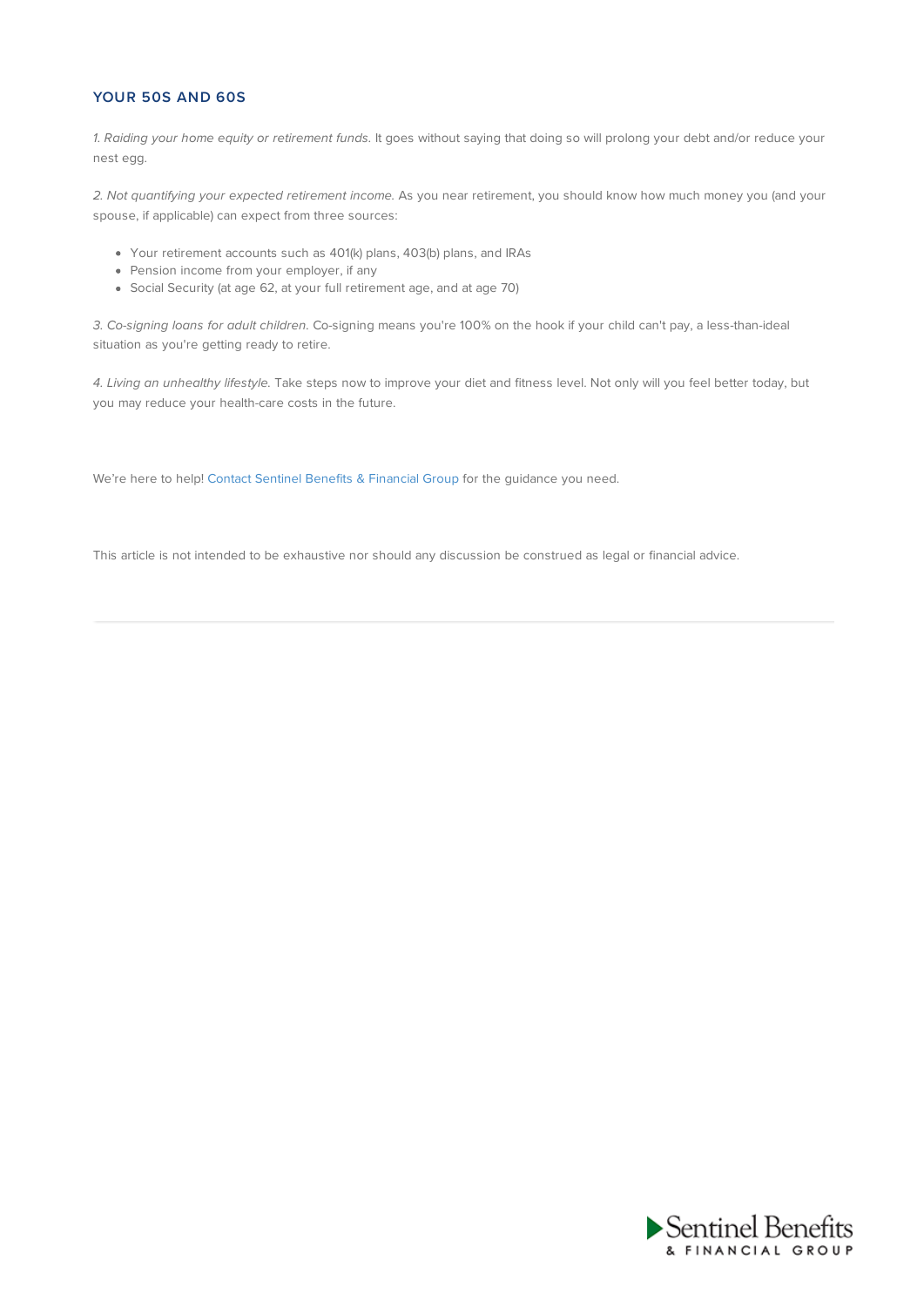## YOUR 50S AND 60S

*1. Raiding your home equity or retirement funds.* It goes without saying that doing so will prolong your debt and/or reduce your nest egg.

*2. Not quantifying your expected retirement income.* As you near retirement, you should know how much money you (and your spouse, if applicable) can expect from three sources:

- Your retirement accounts such as 401(k) plans, 403(b) plans, and IRAs
- Pension income from your employer, if any
- Social Security (at age 62, at your full retirement age, and at age 70)

*3. Co-signing loans for adult children.* Co-signing means you're 100% on the hook if your child can't pay, a less-than-ideal situation as you're getting ready to retire.

*4. Living an unhealthy lifestyle.* Take steps now to improve your diet and fitness level. Not only will you feel better today, but you may reduce your health-care costs in the future.

We're here to help! Contact Sentinel Benefits & Financial Group for the guidance you need.

This article is not intended to be exhaustive nor should any discussion be construed as legal or financial advice.

Sentinel Benefits & FINANCIAL GROUP